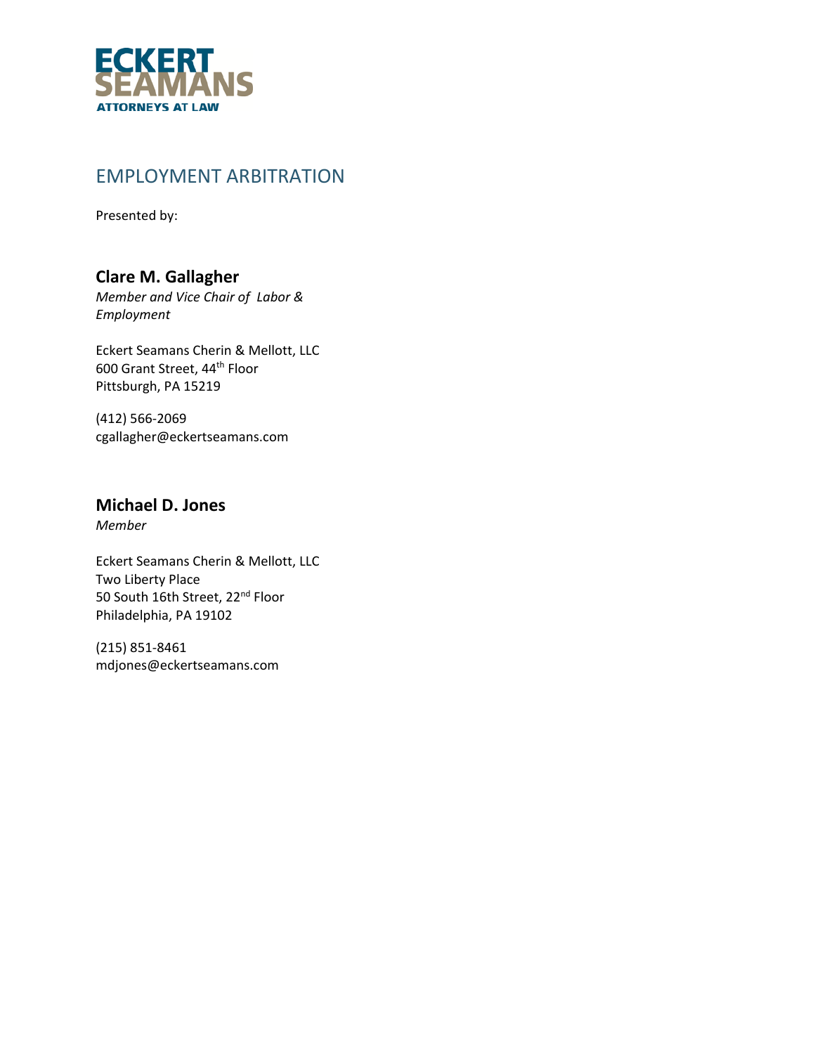ECKERT SEAMANS

ATTORNEYS AT LAW

# EMPLOYMENT ARBITRATION

Presented by:

## Clare M. Gallagher

*Member and Vice Chair of Labor & Employment*

Eckert Seamans Cherin & Mellott, LLC
600 Grant Street, 44th Floor
Pittsburgh, PA 15219

(412) 566-2069
cgallagher@eckertseamans.com

## Michael D. Jones

*Member*

Eckert Seamans Cherin & Mellott, LLC
Two Liberty Place
50 South 16th Street, 22nd Floor
Philadelphia, PA 19102

(215) 851-8461
mdjones@eckertseamans.com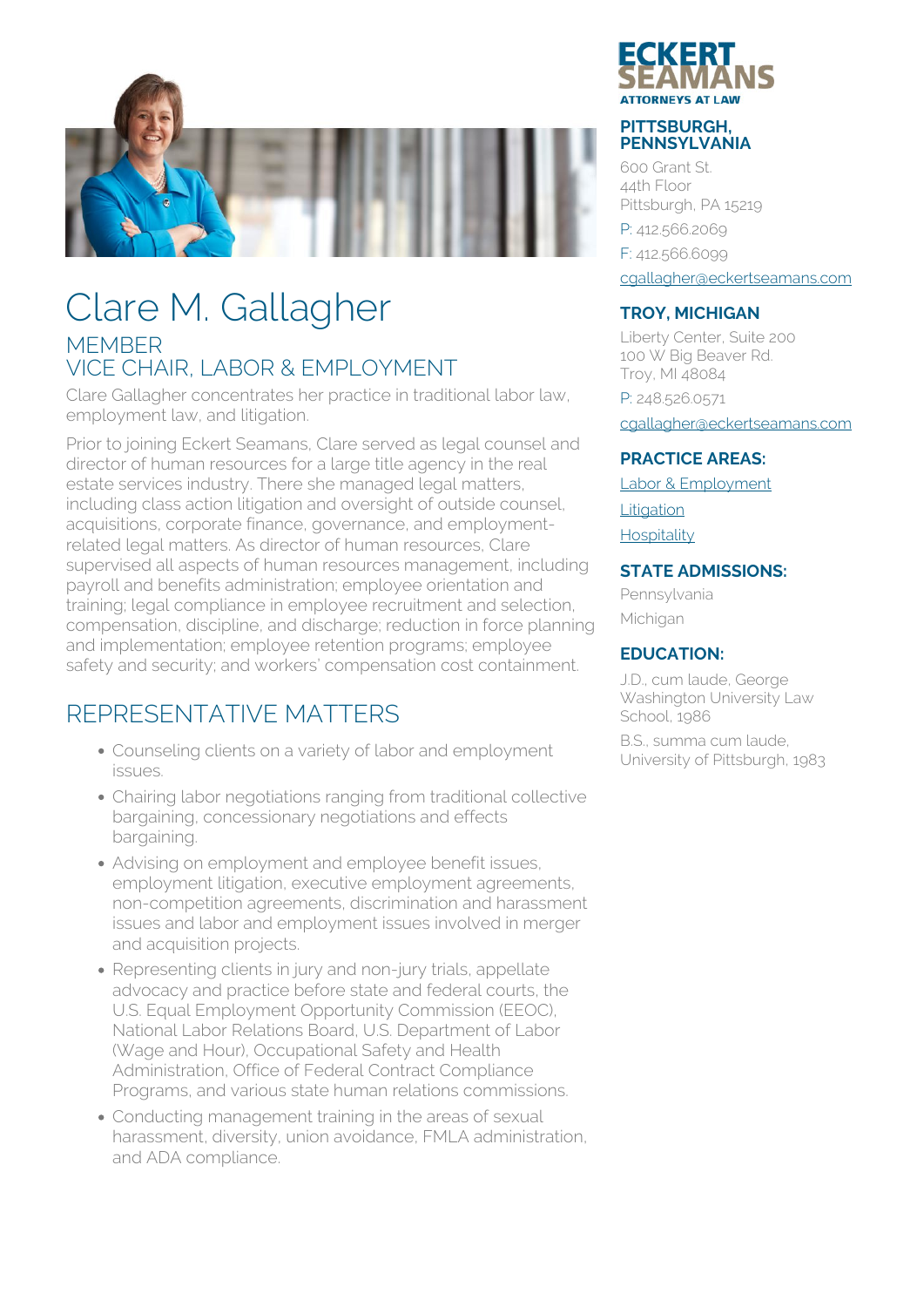# Clare M. Gallagher

## MEMBER
## VICE CHAIR, LABOR & EMPLOYMENT

Clare Gallagher concentrates her practice in traditional labor law, employment law, and litigation.

Prior to joining Eckert Seamans, Clare served as legal counsel and director of human resources for a large title agency in the real estate services industry. There she managed legal matters, including class action litigation and oversight of outside counsel, acquisitions, corporate finance, governance, and employment-related legal matters. As director of human resources, Clare supervised all aspects of human resources management, including payroll and benefits administration; employee orientation and training; legal compliance in employee recruitment and selection, compensation, discipline, and discharge; reduction in force planning and implementation; employee retention programs; employee safety and security; and workers' compensation cost containment.

## REPRESENTATIVE MATTERS

- Counseling clients on a variety of labor and employment issues.
- Chairing labor negotiations ranging from traditional collective bargaining, concessionary negotiations and effects bargaining.
- Advising on employment and employee benefit issues, employment litigation, executive employment agreements, non-competition agreements, discrimination and harassment issues and labor and employment issues involved in merger and acquisition projects.
- Representing clients in jury and non-jury trials, appellate advocacy and practice before state and federal courts, the U.S. Equal Employment Opportunity Commission (EEOC), National Labor Relations Board, U.S. Department of Labor (Wage and Hour), Occupational Safety and Health Administration, Office of Federal Contract Compliance Programs, and various state human relations commissions.
- Conducting management training in the areas of sexual harassment, diversity, union avoidance, FMLA administration, and ADA compliance.

ECKERT SEAMANS
ATTORNEYS AT LAW

### PITTSBURGH, PENNSYLVANIA

600 Grant St.
44th Floor
Pittsburgh, PA 15219

P: 412.566.2069

F: 412.566.6099

cgallagher@eckertseamans.com

### TROY, MICHIGAN

Liberty Center, Suite 200
100 W Big Beaver Rd.
Troy, MI 48084

P: 248.526.0571

cgallagher@eckertseamans.com

### PRACTICE AREAS:

Labor & Employment

Litigation

Hospitality

### STATE ADMISSIONS:

Pennsylvania

Michigan

### EDUCATION:

J.D., cum laude, George Washington University Law School, 1986

B.S., summa cum laude, University of Pittsburgh, 1983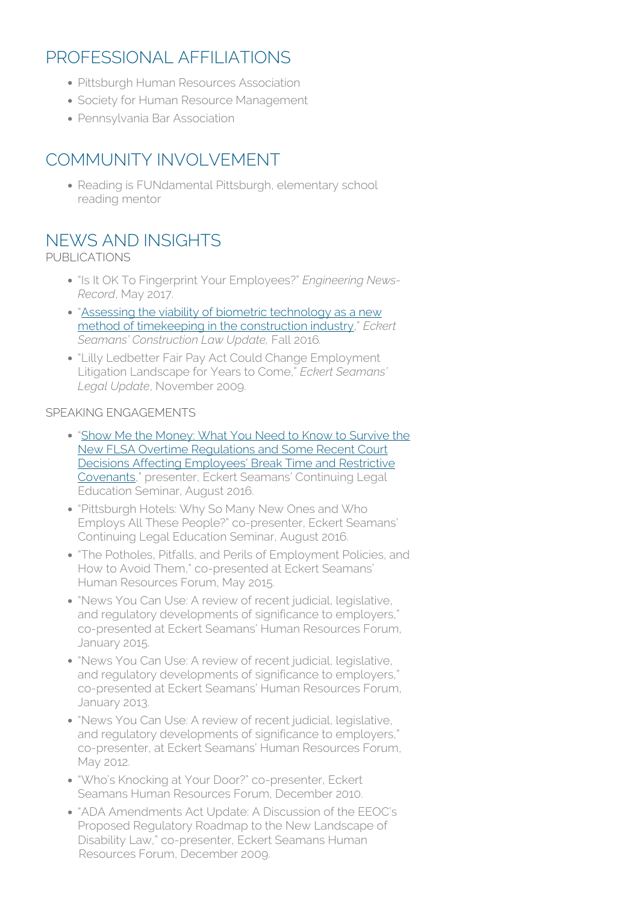## PROFESSIONAL AFFILIATIONS

- Pittsburgh Human Resources Association
- Society for Human Resource Management
- Pennsylvania Bar Association

## COMMUNITY INVOLVEMENT

- Reading is FUNdamental Pittsburgh, elementary school reading mentor

## NEWS AND INSIGHTS

PUBLICATIONS

- "Is It OK To Fingerprint Your Employees?" *Engineering News-Record*, May 2017.
- "Assessing the viability of biometric technology as a new method of timekeeping in the construction industry," *Eckert Seamans' Construction Law Update,* Fall 2016.
- "Lilly Ledbetter Fair Pay Act Could Change Employment Litigation Landscape for Years to Come," *Eckert Seamans' Legal Update*, November 2009.

SPEAKING ENGAGEMENTS

- "Show Me the Money: What You Need to Know to Survive the New FLSA Overtime Regulations and Some Recent Court Decisions Affecting Employees' Break Time and Restrictive Covenants," presenter, Eckert Seamans' Continuing Legal Education Seminar, August 2016.
- "Pittsburgh Hotels: Why So Many New Ones and Who Employs All These People?" co-presenter, Eckert Seamans' Continuing Legal Education Seminar, August 2016.
- "The Potholes, Pitfalls, and Perils of Employment Policies, and How to Avoid Them," co-presented at Eckert Seamans' Human Resources Forum, May 2015.
- "News You Can Use: A review of recent judicial, legislative, and regulatory developments of significance to employers," co-presented at Eckert Seamans' Human Resources Forum, January 2015.
- "News You Can Use: A review of recent judicial, legislative, and regulatory developments of significance to employers," co-presented at Eckert Seamans' Human Resources Forum, January 2013.
- "News You Can Use: A review of recent judicial, legislative, and regulatory developments of significance to employers," co-presenter, at Eckert Seamans' Human Resources Forum, May 2012.
- "Who's Knocking at Your Door?" co-presenter, Eckert Seamans Human Resources Forum, December 2010.
- "ADA Amendments Act Update: A Discussion of the EEOC's Proposed Regulatory Roadmap to the New Landscape of Disability Law," co-presenter, Eckert Seamans Human Resources Forum, December 2009.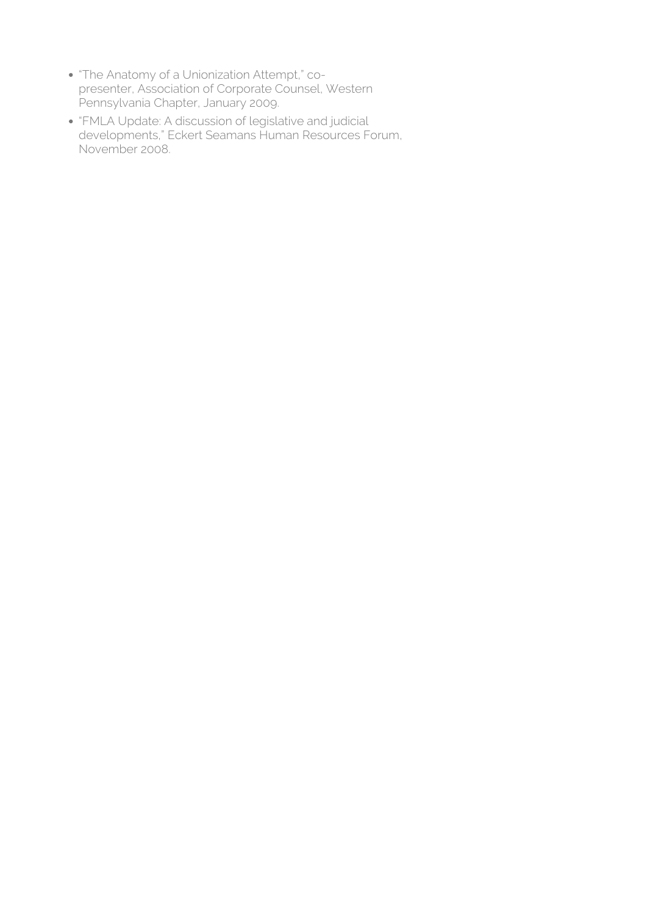- "The Anatomy of a Unionization Attempt," co-presenter, Association of Corporate Counsel, Western Pennsylvania Chapter, January 2009.
- "FMLA Update: A discussion of legislative and judicial developments," Eckert Seamans Human Resources Forum, November 2008.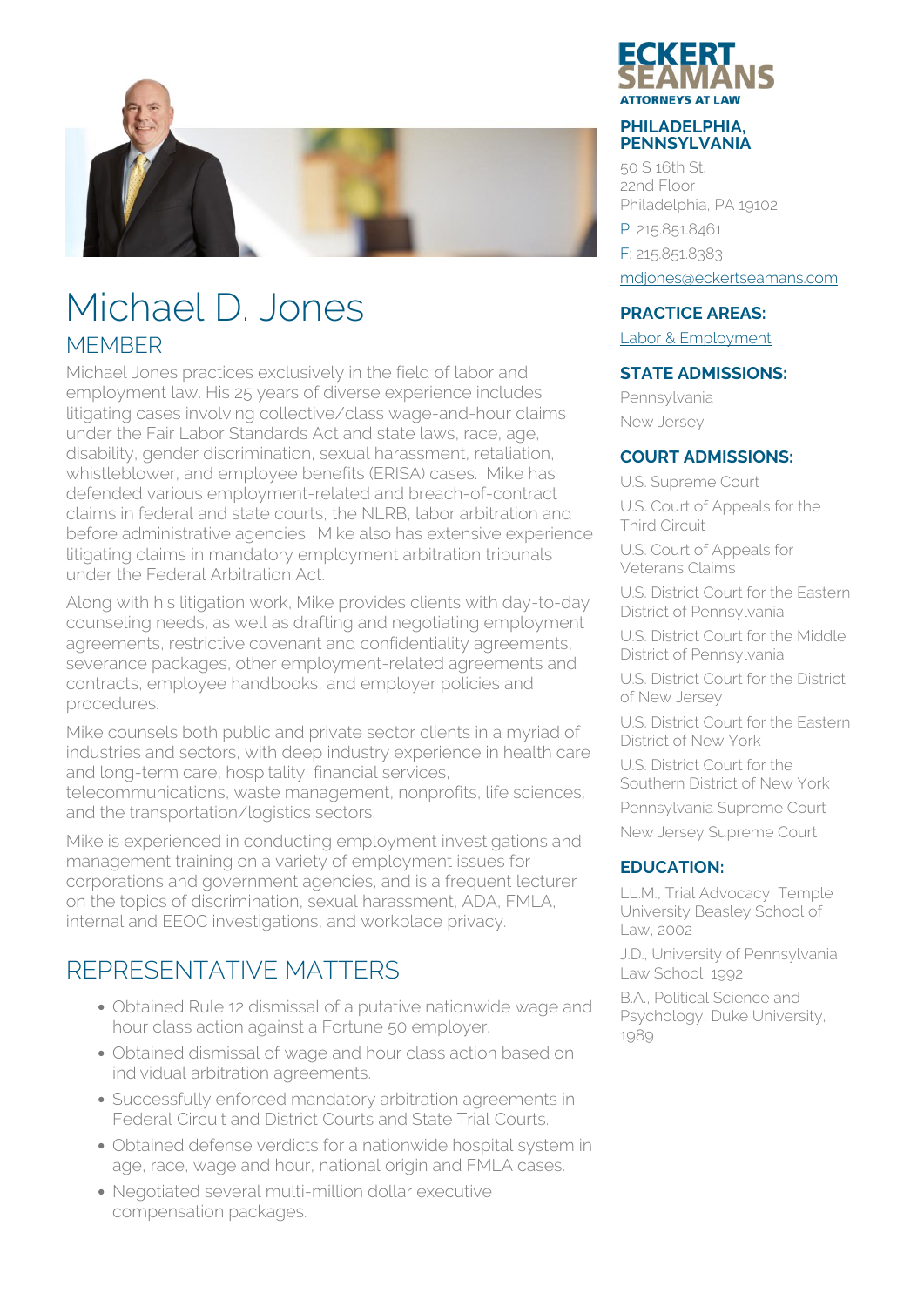# Michael D. Jones

## MEMBER

Michael Jones practices exclusively in the field of labor and employment law. His 25 years of diverse experience includes litigating cases involving collective/class wage-and-hour claims under the Fair Labor Standards Act and state laws, race, age, disability, gender discrimination, sexual harassment, retaliation, whistleblower, and employee benefits (ERISA) cases. Mike has defended various employment-related and breach-of-contract claims in federal and state courts, the NLRB, labor arbitration and before administrative agencies. Mike also has extensive experience litigating claims in mandatory employment arbitration tribunals under the Federal Arbitration Act.

Along with his litigation work, Mike provides clients with day-to-day counseling needs, as well as drafting and negotiating employment agreements, restrictive covenant and confidentiality agreements, severance packages, other employment-related agreements and contracts, employee handbooks, and employer policies and procedures.

Mike counsels both public and private sector clients in a myriad of industries and sectors, with deep industry experience in health care and long-term care, hospitality, financial services, telecommunications, waste management, nonprofits, life sciences, and the transportation/logistics sectors.

Mike is experienced in conducting employment investigations and management training on a variety of employment issues for corporations and government agencies, and is a frequent lecturer on the topics of discrimination, sexual harassment, ADA, FMLA, internal and EEOC investigations, and workplace privacy.

## REPRESENTATIVE MATTERS

- Obtained Rule 12 dismissal of a putative nationwide wage and hour class action against a Fortune 50 employer.
- Obtained dismissal of wage and hour class action based on individual arbitration agreements.
- Successfully enforced mandatory arbitration agreements in Federal Circuit and District Courts and State Trial Courts.
- Obtained defense verdicts for a nationwide hospital system in age, race, wage and hour, national origin and FMLA cases.
- Negotiated several multi-million dollar executive compensation packages.

ECKERT SEAMANS
ATTORNEYS AT LAW

### PHILADELPHIA, PENNSYLVANIA

50 S 16th St.
22nd Floor
Philadelphia, PA 19102

P: 215.851.8461

F: 215.851.8383

mdjones@eckertseamans.com

### PRACTICE AREAS:

Labor & Employment

### STATE ADMISSIONS:

Pennsylvania

New Jersey

### COURT ADMISSIONS:

U.S. Supreme Court

U.S. Court of Appeals for the Third Circuit

U.S. Court of Appeals for Veterans Claims

U.S. District Court for the Eastern District of Pennsylvania

U.S. District Court for the Middle District of Pennsylvania

U.S. District Court for the District of New Jersey

U.S. District Court for the Eastern District of New York

U.S. District Court for the Southern District of New York

Pennsylvania Supreme Court

New Jersey Supreme Court

### EDUCATION:

LL.M., Trial Advocacy, Temple University Beasley School of Law, 2002

J.D., University of Pennsylvania Law School, 1992

B.A., Political Science and Psychology, Duke University, 1989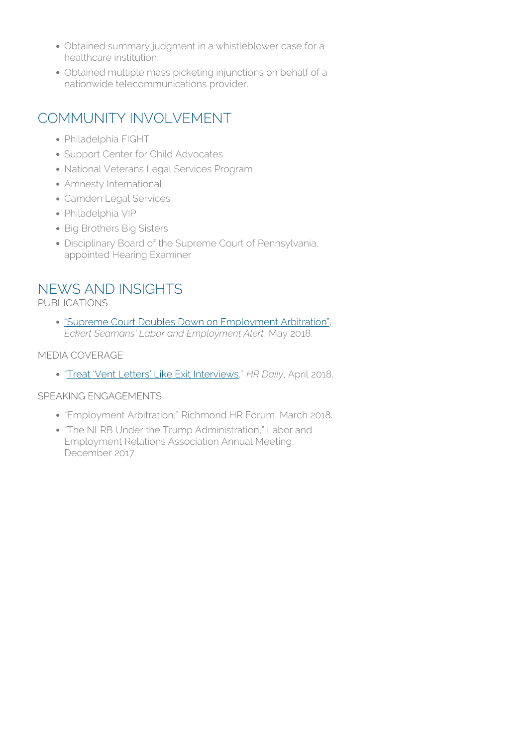- Obtained summary judgment in a whistleblower case for a healthcare institution.
- Obtained multiple mass picketing injunctions on behalf of a nationwide telecommunications provider.

## COMMUNITY INVOLVEMENT

- Philadelphia FIGHT
- Support Center for Child Advocates
- National Veterans Legal Services Program
- Amnesty International
- Camden Legal Services
- Philadelphia VIP
- Big Brothers Big Sisters
- Disciplinary Board of the Supreme Court of Pennsylvania, appointed Hearing Examiner

## NEWS AND INSIGHTS

### PUBLICATIONS

- "Supreme Court Doubles Down on Employment Arbitration", *Eckert Seamans' Labor and Employment Alert*, May 2018.

### MEDIA COVERAGE

- "Treat 'Vent Letters' Like Exit Interviews," *HR Daily*, April 2018.

### SPEAKING ENGAGEMENTS

- "Employment Arbitration," Richmond HR Forum, March 2018.
- "The NLRB Under the Trump Administration," Labor and Employment Relations Association Annual Meeting, December 2017.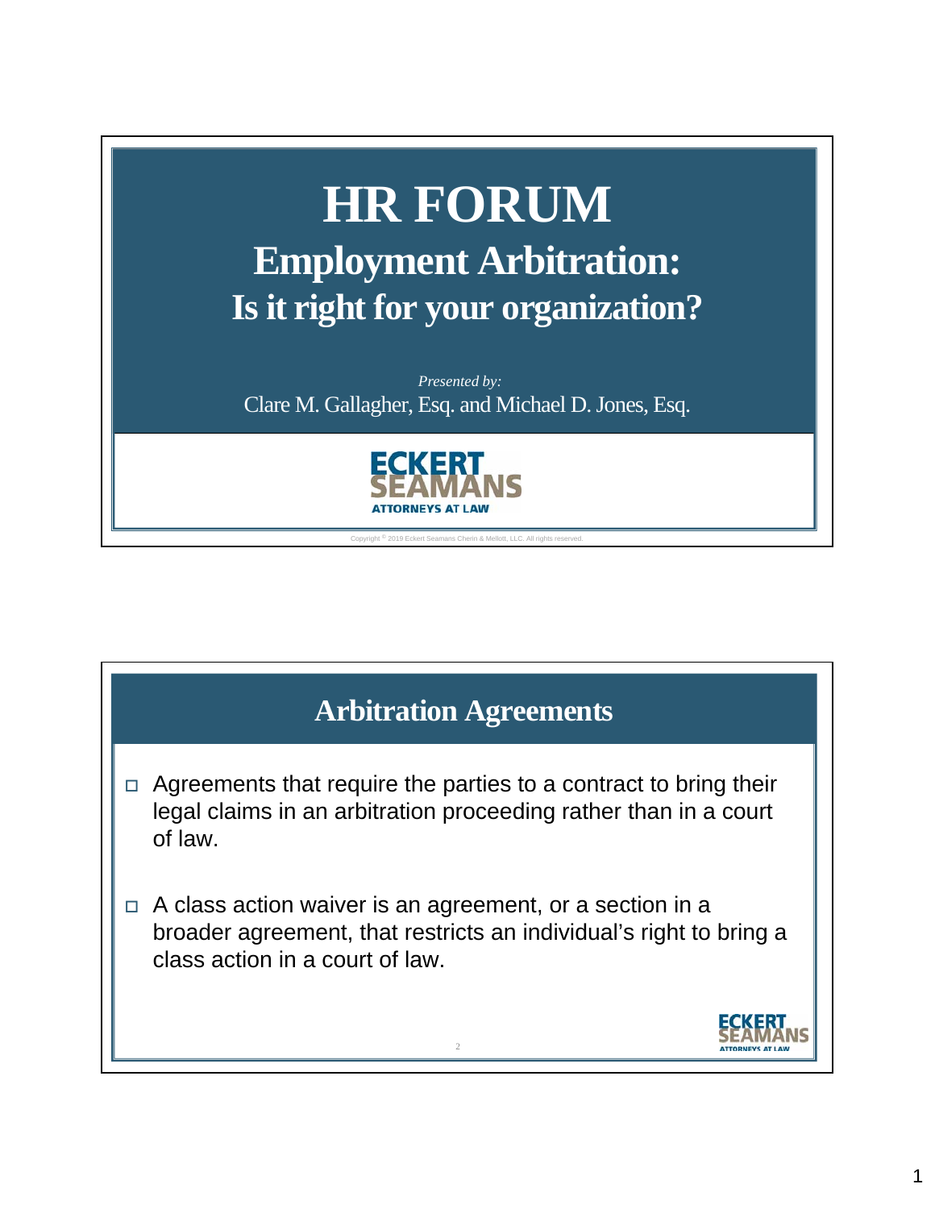# HR FORUM

## Employment Arbitration: Is it right for your organization?

*Presented by:*

Clare M. Gallagher, Esq. and Michael D. Jones, Esq.

ECKERT SEAMANS ATTORNEYS AT LAW

Copyright © 2019 Eckert Seamans Cherin & Mellott, LLC. All rights reserved.

## Arbitration Agreements

- Agreements that require the parties to a contract to bring their legal claims in an arbitration proceeding rather than in a court of law.
- A class action waiver is an agreement, or a section in a broader agreement, that restricts an individual's right to bring a class action in a court of law.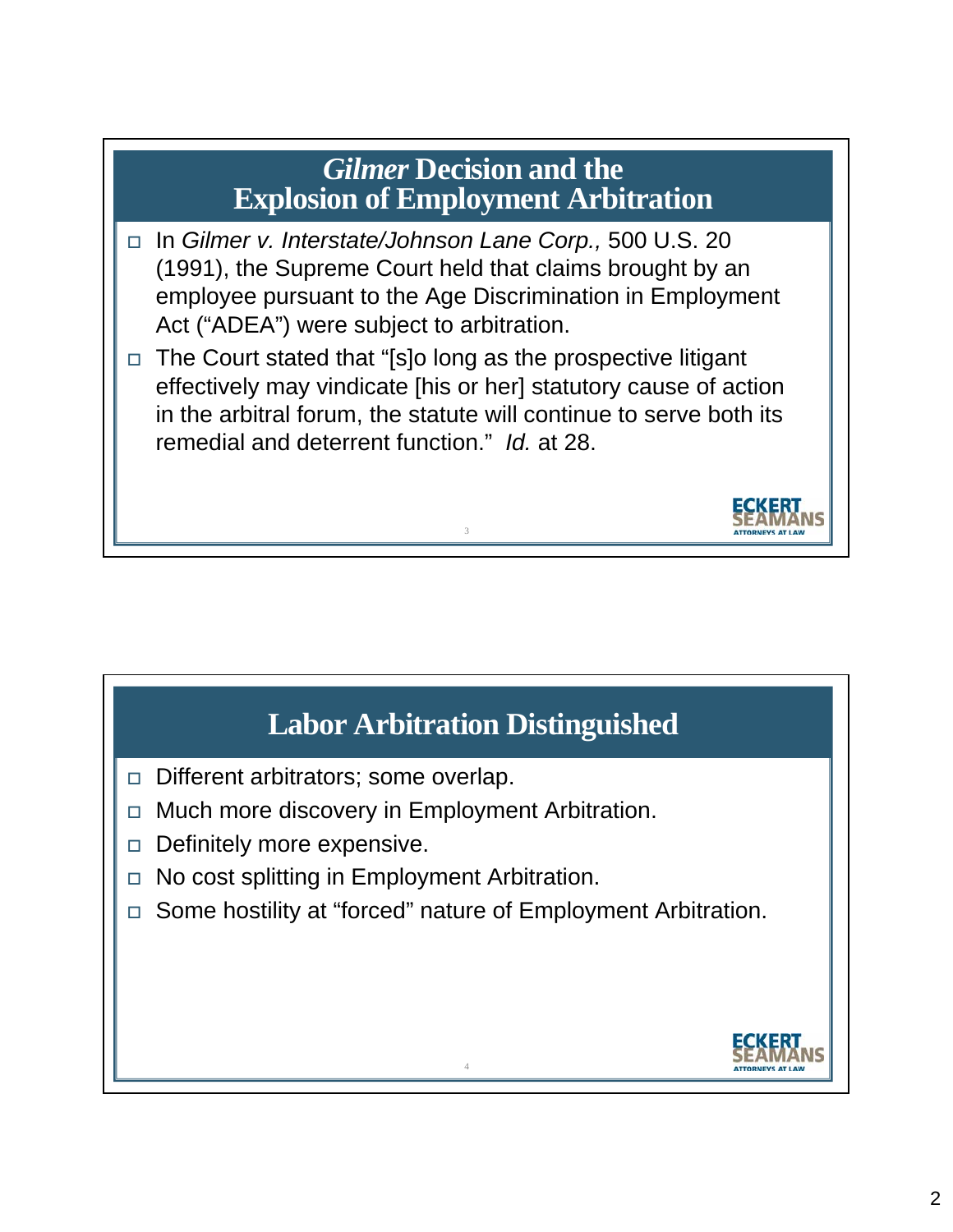## *Gilmer* Decision and the Explosion of Employment Arbitration

- In *Gilmer v. Interstate/Johnson Lane Corp.,* 500 U.S. 20 (1991), the Supreme Court held that claims brought by an employee pursuant to the Age Discrimination in Employment Act ("ADEA") were subject to arbitration.
- The Court stated that "[s]o long as the prospective litigant effectively may vindicate [his or her] statutory cause of action in the arbitral forum, the statute will continue to serve both its remedial and deterrent function." *Id.* at 28.

## Labor Arbitration Distinguished

- Different arbitrators; some overlap.
- Much more discovery in Employment Arbitration.
- Definitely more expensive.
- No cost splitting in Employment Arbitration.
- Some hostility at "forced" nature of Employment Arbitration.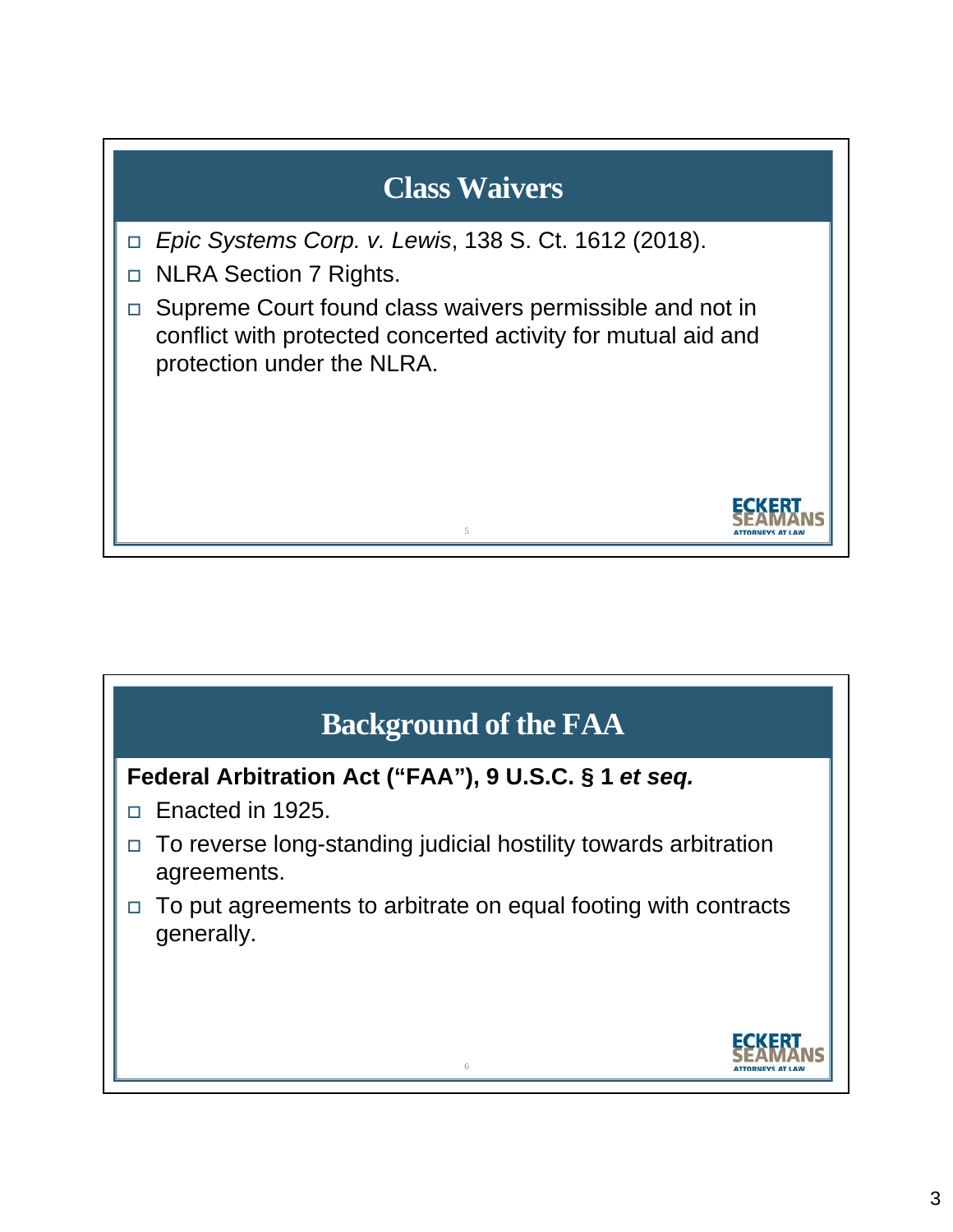## Class Waivers

- *Epic Systems Corp. v. Lewis*, 138 S. Ct. 1612 (2018).
- NLRA Section 7 Rights.
- Supreme Court found class waivers permissible and not in conflict with protected concerted activity for mutual aid and protection under the NLRA.

## Background of the FAA

**Federal Arbitration Act ("FAA"), 9 U.S.C. § 1 *et seq.***

- Enacted in 1925.
- To reverse long-standing judicial hostility towards arbitration agreements.
- To put agreements to arbitrate on equal footing with contracts generally.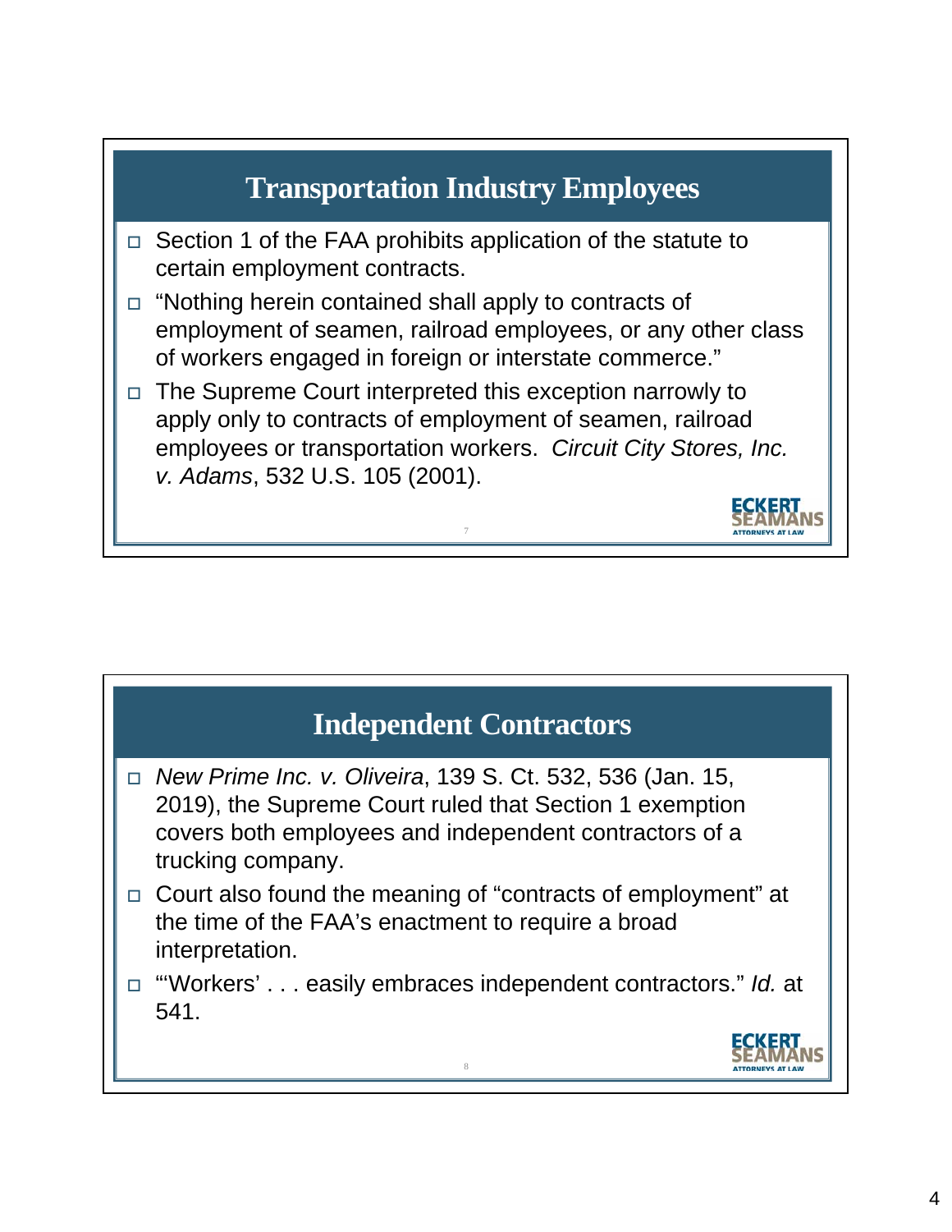## Transportation Industry Employees

- Section 1 of the FAA prohibits application of the statute to certain employment contracts.
- "Nothing herein contained shall apply to contracts of employment of seamen, railroad employees, or any other class of workers engaged in foreign or interstate commerce."
- The Supreme Court interpreted this exception narrowly to apply only to contracts of employment of seamen, railroad employees or transportation workers. *Circuit City Stores, Inc. v. Adams*, 532 U.S. 105 (2001).

## Independent Contractors

- *New Prime Inc. v. Oliveira*, 139 S. Ct. 532, 536 (Jan. 15, 2019), the Supreme Court ruled that Section 1 exemption covers both employees and independent contractors of a trucking company.
- Court also found the meaning of "contracts of employment" at the time of the FAA's enactment to require a broad interpretation.
- "'Workers' . . . easily embraces independent contractors." *Id.* at 541.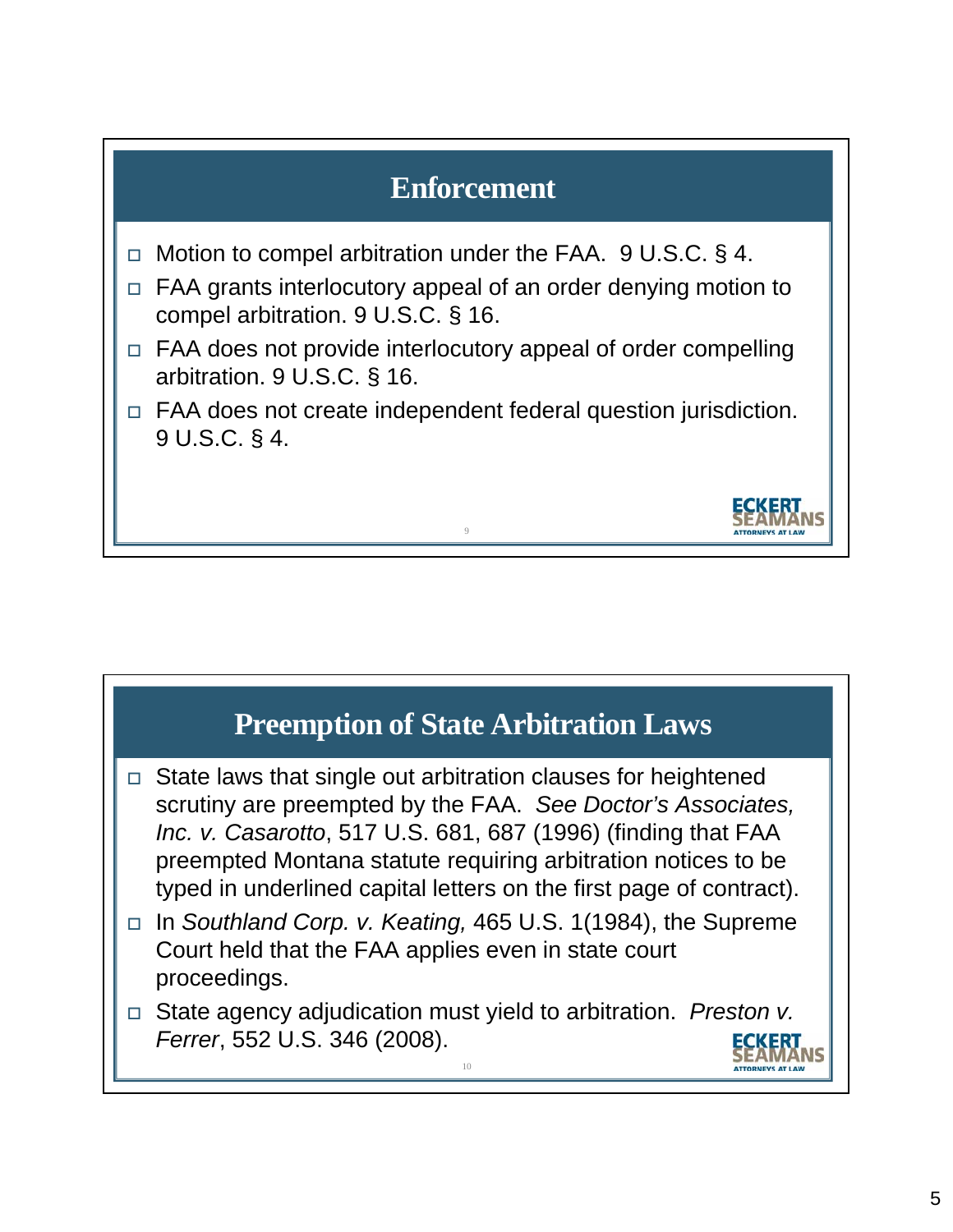## Enforcement

- Motion to compel arbitration under the FAA. 9 U.S.C. § 4.
- FAA grants interlocutory appeal of an order denying motion to compel arbitration. 9 U.S.C. § 16.
- FAA does not provide interlocutory appeal of order compelling arbitration. 9 U.S.C. § 16.
- FAA does not create independent federal question jurisdiction. 9 U.S.C. § 4.

## Preemption of State Arbitration Laws

- State laws that single out arbitration clauses for heightened scrutiny are preempted by the FAA. *See Doctor's Associates, Inc. v. Casarotto*, 517 U.S. 681, 687 (1996) (finding that FAA preempted Montana statute requiring arbitration notices to be typed in underlined capital letters on the first page of contract).
- In *Southland Corp. v. Keating,* 465 U.S. 1(1984), the Supreme Court held that the FAA applies even in state court proceedings.
- State agency adjudication must yield to arbitration. *Preston v. Ferrer*, 552 U.S. 346 (2008).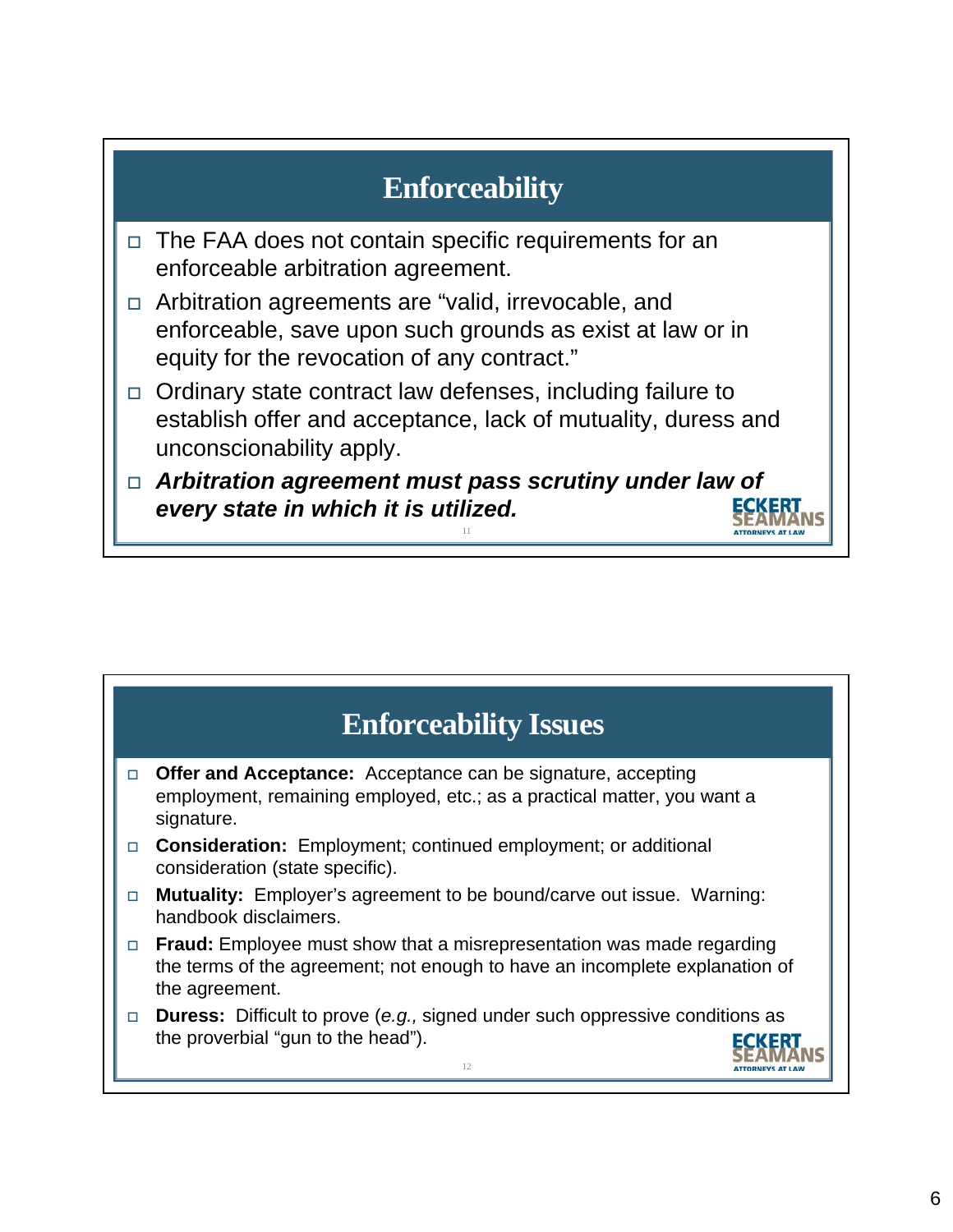## Enforceability

- The FAA does not contain specific requirements for an enforceable arbitration agreement.
- Arbitration agreements are "valid, irrevocable, and enforceable, save upon such grounds as exist at law or in equity for the revocation of any contract."
- Ordinary state contract law defenses, including failure to establish offer and acceptance, lack of mutuality, duress and unconscionability apply.
- ***Arbitration agreement must pass scrutiny under law of every state in which it is utilized.***

## Enforceability Issues

- **Offer and Acceptance:** Acceptance can be signature, accepting employment, remaining employed, etc.; as a practical matter, you want a signature.
- **Consideration:** Employment; continued employment; or additional consideration (state specific).
- **Mutuality:** Employer's agreement to be bound/carve out issue. Warning: handbook disclaimers.
- **Fraud:** Employee must show that a misrepresentation was made regarding the terms of the agreement; not enough to have an incomplete explanation of the agreement.
- **Duress:** Difficult to prove (*e.g.,* signed under such oppressive conditions as the proverbial "gun to the head").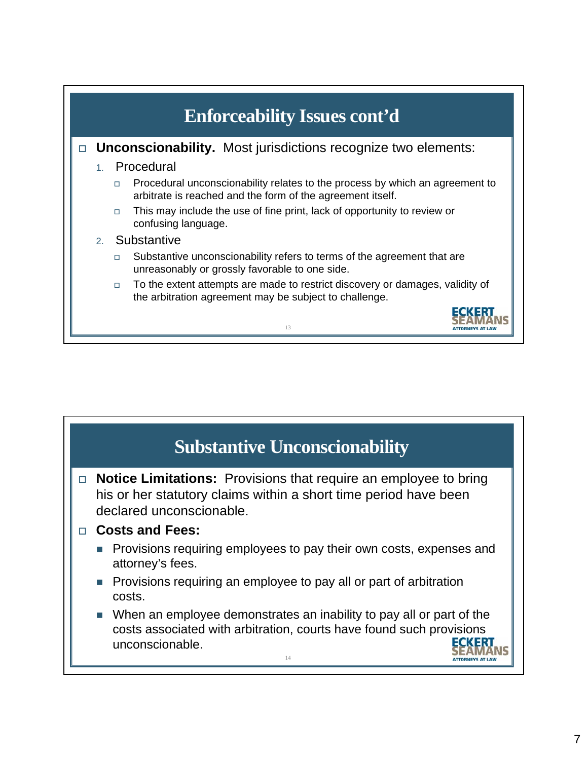## Enforceability Issues cont'd

- **Unconscionability.** Most jurisdictions recognize two elements:
  1. Procedural
     - Procedural unconscionability relates to the process by which an agreement to arbitrate is reached and the form of the agreement itself.
     - This may include the use of fine print, lack of opportunity to review or confusing language.
  2. Substantive
     - Substantive unconscionability refers to terms of the agreement that are unreasonably or grossly favorable to one side.
     - To the extent attempts are made to restrict discovery or damages, validity of the arbitration agreement may be subject to challenge.

## Substantive Unconscionability

- **Notice Limitations:** Provisions that require an employee to bring his or her statutory claims within a short time period have been declared unconscionable.
- **Costs and Fees:**
  - Provisions requiring employees to pay their own costs, expenses and attorney's fees.
  - Provisions requiring an employee to pay all or part of arbitration costs.
  - When an employee demonstrates an inability to pay all or part of the costs associated with arbitration, courts have found such provisions unconscionable.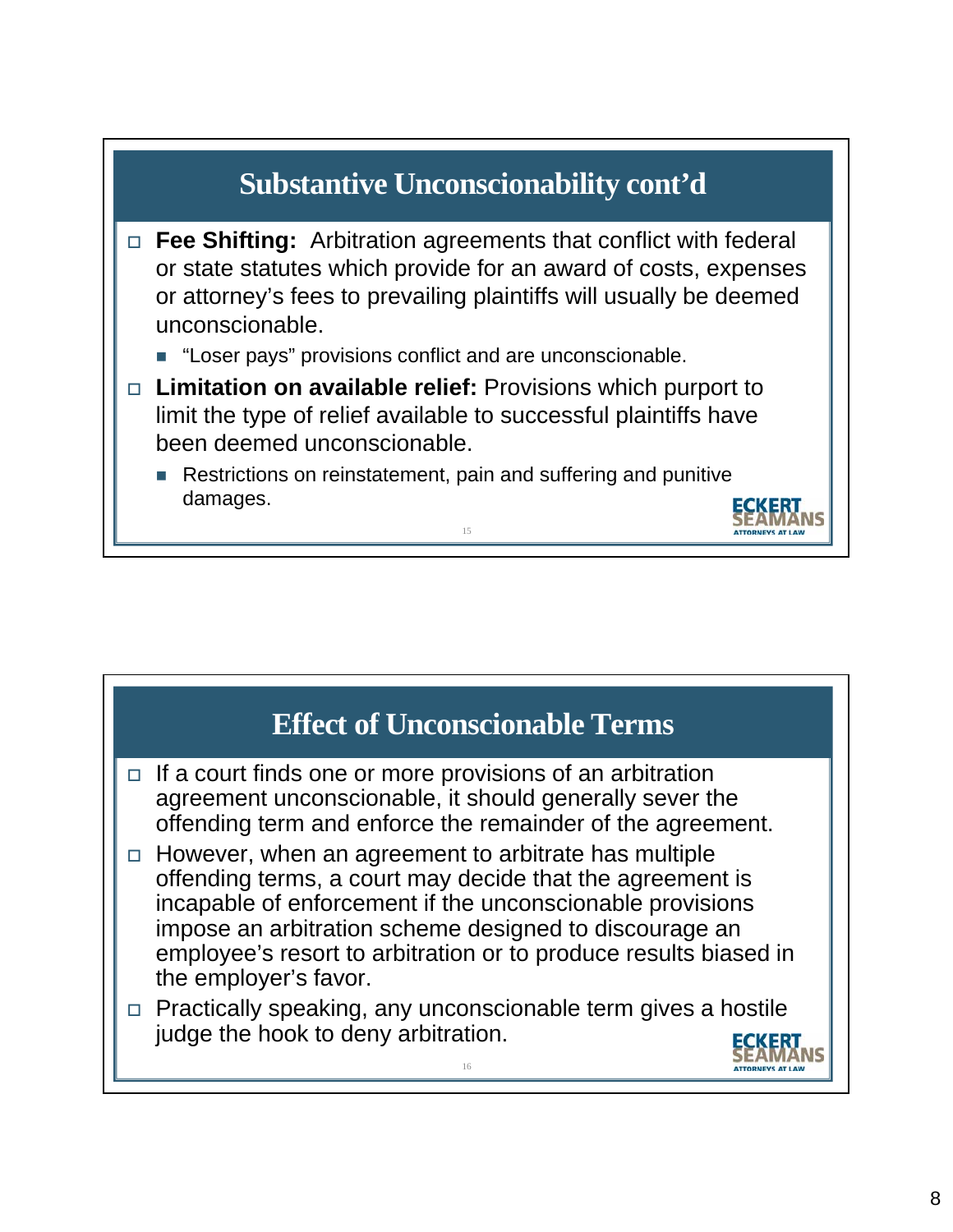## Substantive Unconscionability cont'd

- **Fee Shifting:** Arbitration agreements that conflict with federal or state statutes which provide for an award of costs, expenses or attorney's fees to prevailing plaintiffs will usually be deemed unconscionable.
  - "Loser pays" provisions conflict and are unconscionable.
- **Limitation on available relief:** Provisions which purport to limit the type of relief available to successful plaintiffs have been deemed unconscionable.
  - Restrictions on reinstatement, pain and suffering and punitive damages.

## Effect of Unconscionable Terms

- If a court finds one or more provisions of an arbitration agreement unconscionable, it should generally sever the offending term and enforce the remainder of the agreement.
- However, when an agreement to arbitrate has multiple offending terms, a court may decide that the agreement is incapable of enforcement if the unconscionable provisions impose an arbitration scheme designed to discourage an employee's resort to arbitration or to produce results biased in the employer's favor.
- Practically speaking, any unconscionable term gives a hostile judge the hook to deny arbitration.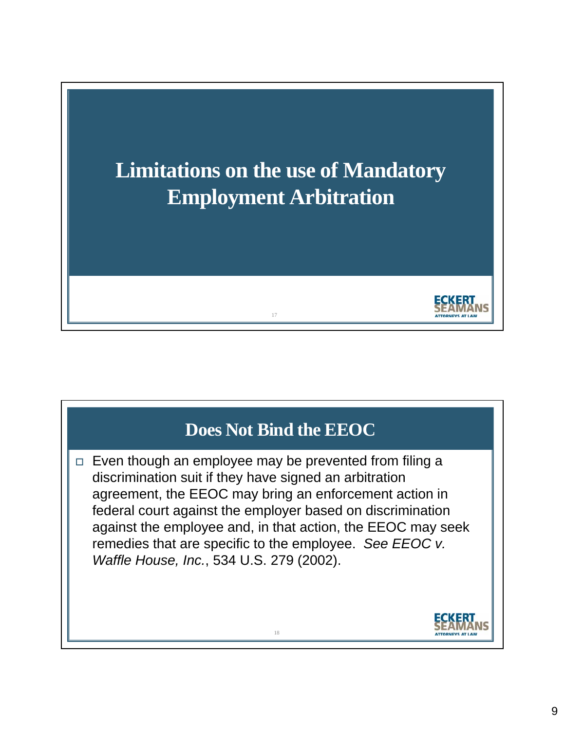# Limitations on the use of Mandatory Employment Arbitration

## Does Not Bind the EEOC

- Even though an employee may be prevented from filing a discrimination suit if they have signed an arbitration agreement, the EEOC may bring an enforcement action in federal court against the employer based on discrimination against the employee and, in that action, the EEOC may seek remedies that are specific to the employee. *See EEOC v. Waffle House, Inc.*, 534 U.S. 279 (2002).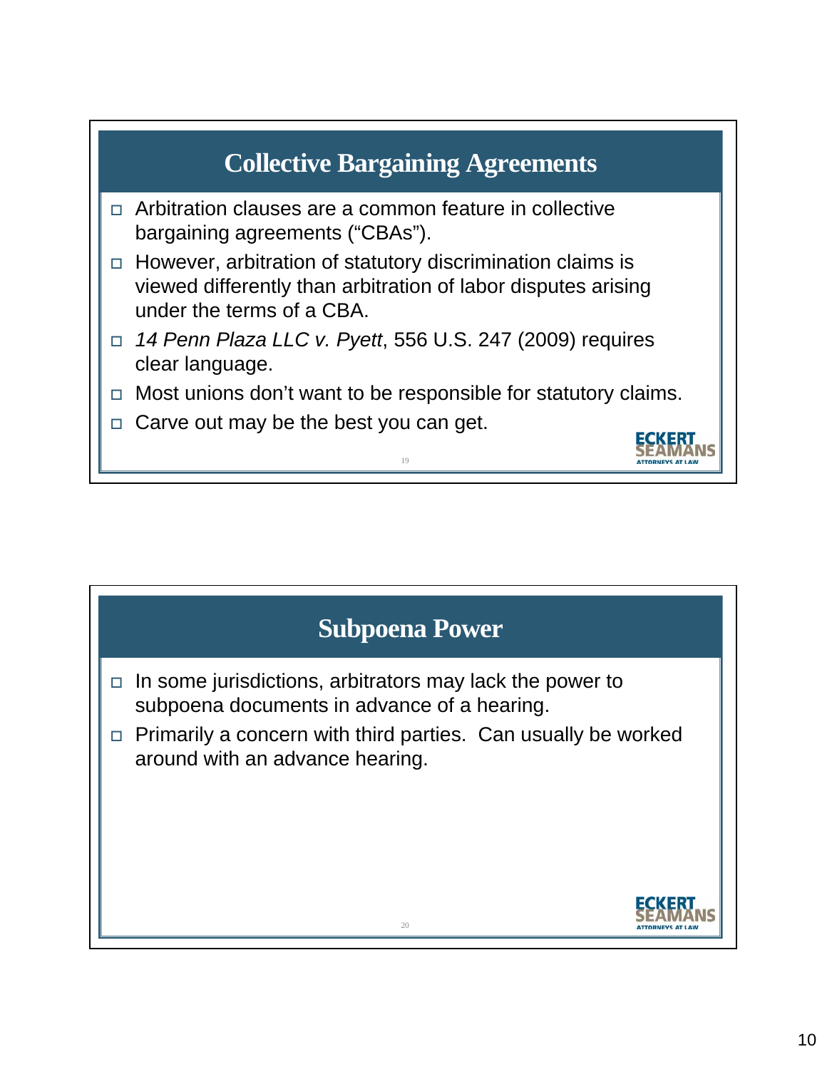## Collective Bargaining Agreements

- Arbitration clauses are a common feature in collective bargaining agreements ("CBAs").
- However, arbitration of statutory discrimination claims is viewed differently than arbitration of labor disputes arising under the terms of a CBA.
- *14 Penn Plaza LLC v. Pyett*, 556 U.S. 247 (2009) requires clear language.
- Most unions don't want to be responsible for statutory claims.
- Carve out may be the best you can get.

## Subpoena Power

- In some jurisdictions, arbitrators may lack the power to subpoena documents in advance of a hearing.
- Primarily a concern with third parties. Can usually be worked around with an advance hearing.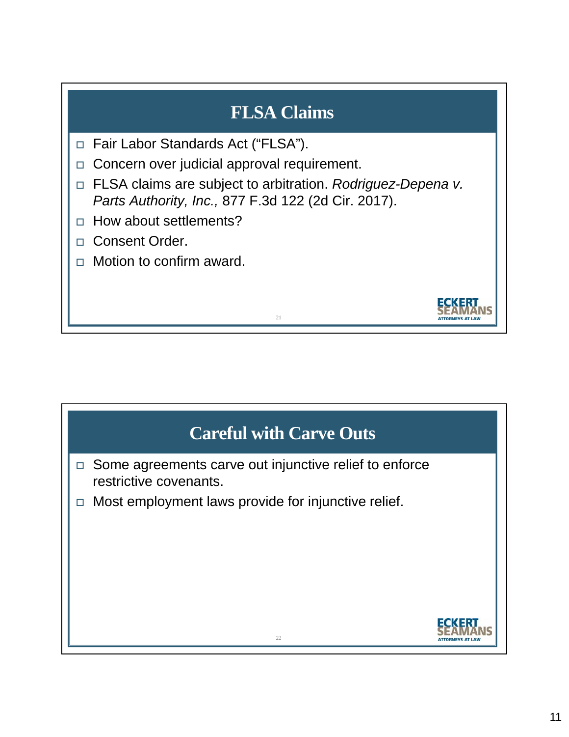## FLSA Claims

- Fair Labor Standards Act ("FLSA").
- Concern over judicial approval requirement.
- FLSA claims are subject to arbitration. *Rodriguez-Depena v. Parts Authority, Inc.,* 877 F.3d 122 (2d Cir. 2017).
- How about settlements?
- Consent Order.
- Motion to confirm award.

## Careful with Carve Outs

- Some agreements carve out injunctive relief to enforce restrictive covenants.
- Most employment laws provide for injunctive relief.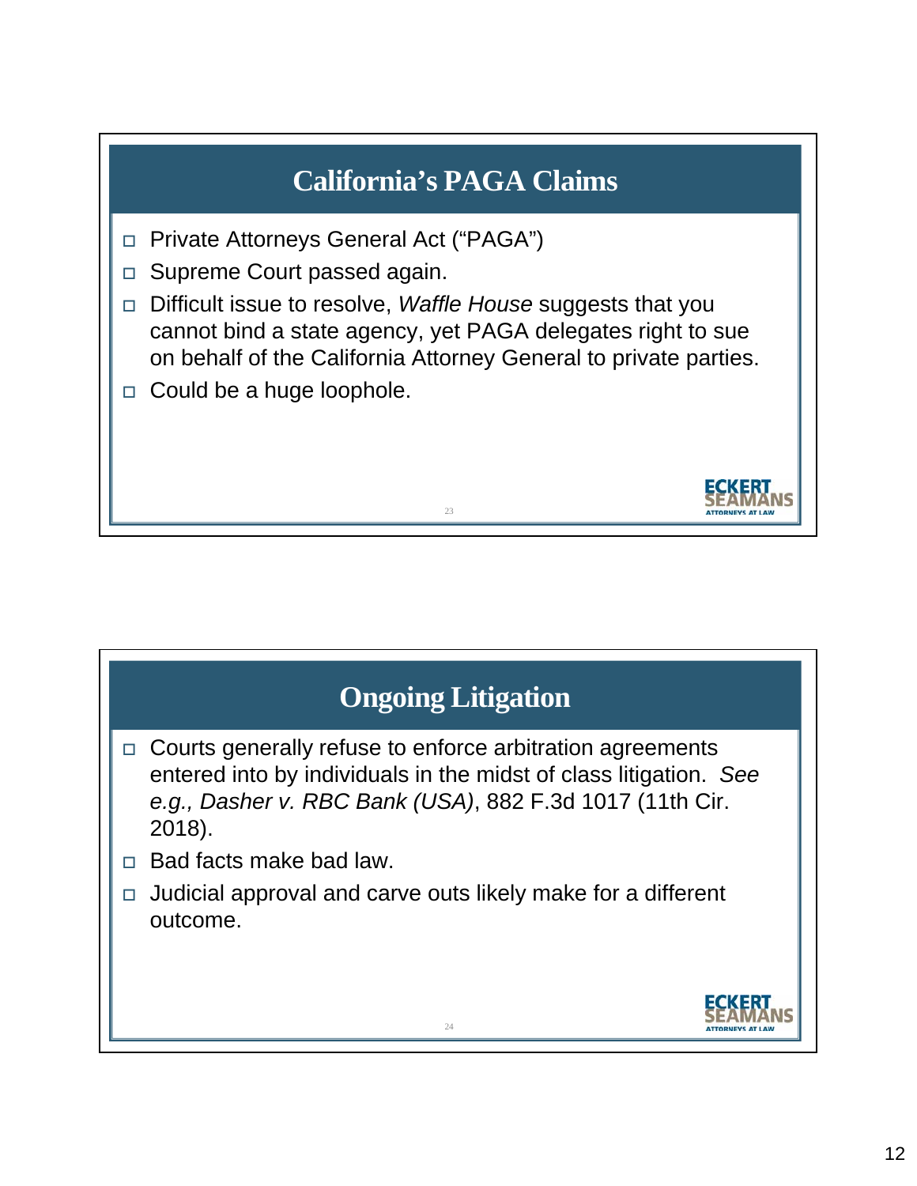## California's PAGA Claims

- Private Attorneys General Act ("PAGA")
- Supreme Court passed again.
- Difficult issue to resolve, *Waffle House* suggests that you cannot bind a state agency, yet PAGA delegates right to sue on behalf of the California Attorney General to private parties.
- Could be a huge loophole.

## Ongoing Litigation

- Courts generally refuse to enforce arbitration agreements entered into by individuals in the midst of class litigation. *See e.g., Dasher v. RBC Bank (USA)*, 882 F.3d 1017 (11th Cir. 2018).
- Bad facts make bad law.
- Judicial approval and carve outs likely make for a different outcome.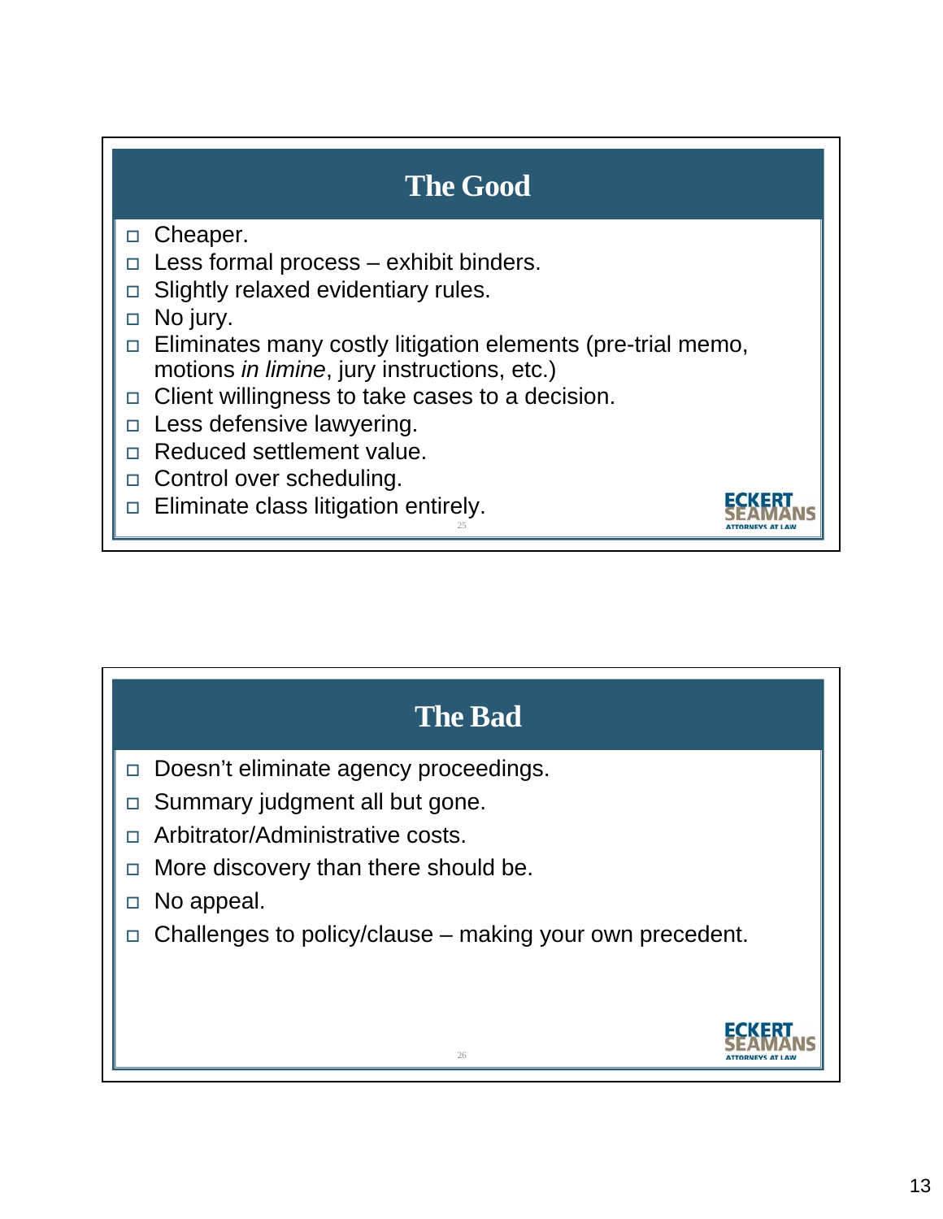## The Good

- Cheaper.
- Less formal process – exhibit binders.
- Slightly relaxed evidentiary rules.
- No jury.
- Eliminates many costly litigation elements (pre-trial memo, motions *in limine*, jury instructions, etc.)
- Client willingness to take cases to a decision.
- Less defensive lawyering.
- Reduced settlement value.
- Control over scheduling.
- Eliminate class litigation entirely.

ECKERT SEAMANS ATTORNEYS AT LAW

## The Bad

- Doesn't eliminate agency proceedings.
- Summary judgment all but gone.
- Arbitrator/Administrative costs.
- More discovery than there should be.
- No appeal.
- Challenges to policy/clause – making your own precedent.

ECKERT SEAMANS ATTORNEYS AT LAW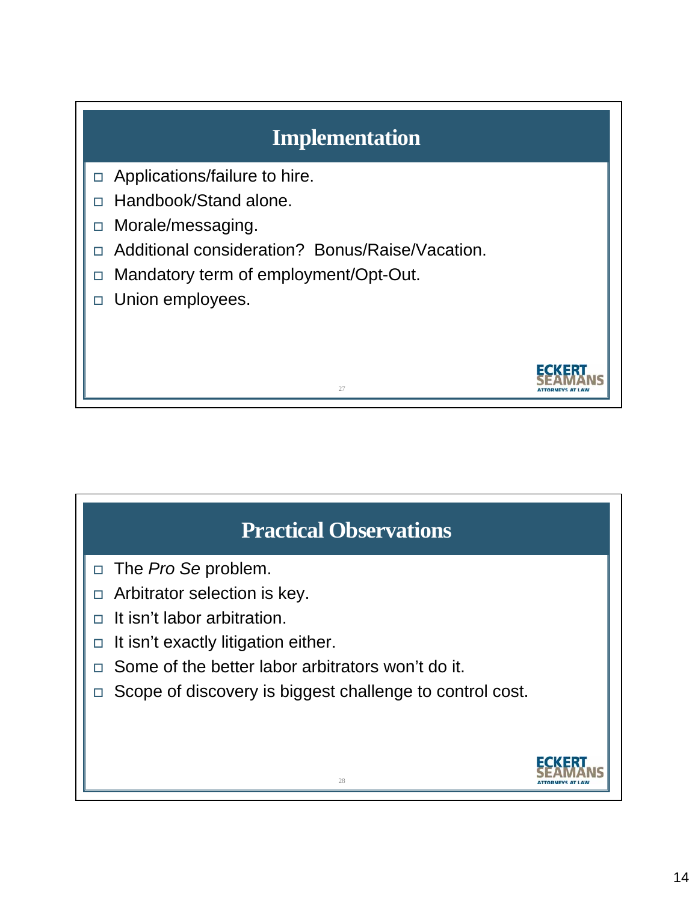## Implementation

- Applications/failure to hire.
- Handbook/Stand alone.
- Morale/messaging.
- Additional consideration? Bonus/Raise/Vacation.
- Mandatory term of employment/Opt-Out.
- Union employees.

## Practical Observations

- The *Pro Se* problem.
- Arbitrator selection is key.
- It isn't labor arbitration.
- It isn't exactly litigation either.
- Some of the better labor arbitrators won't do it.
- Scope of discovery is biggest challenge to control cost.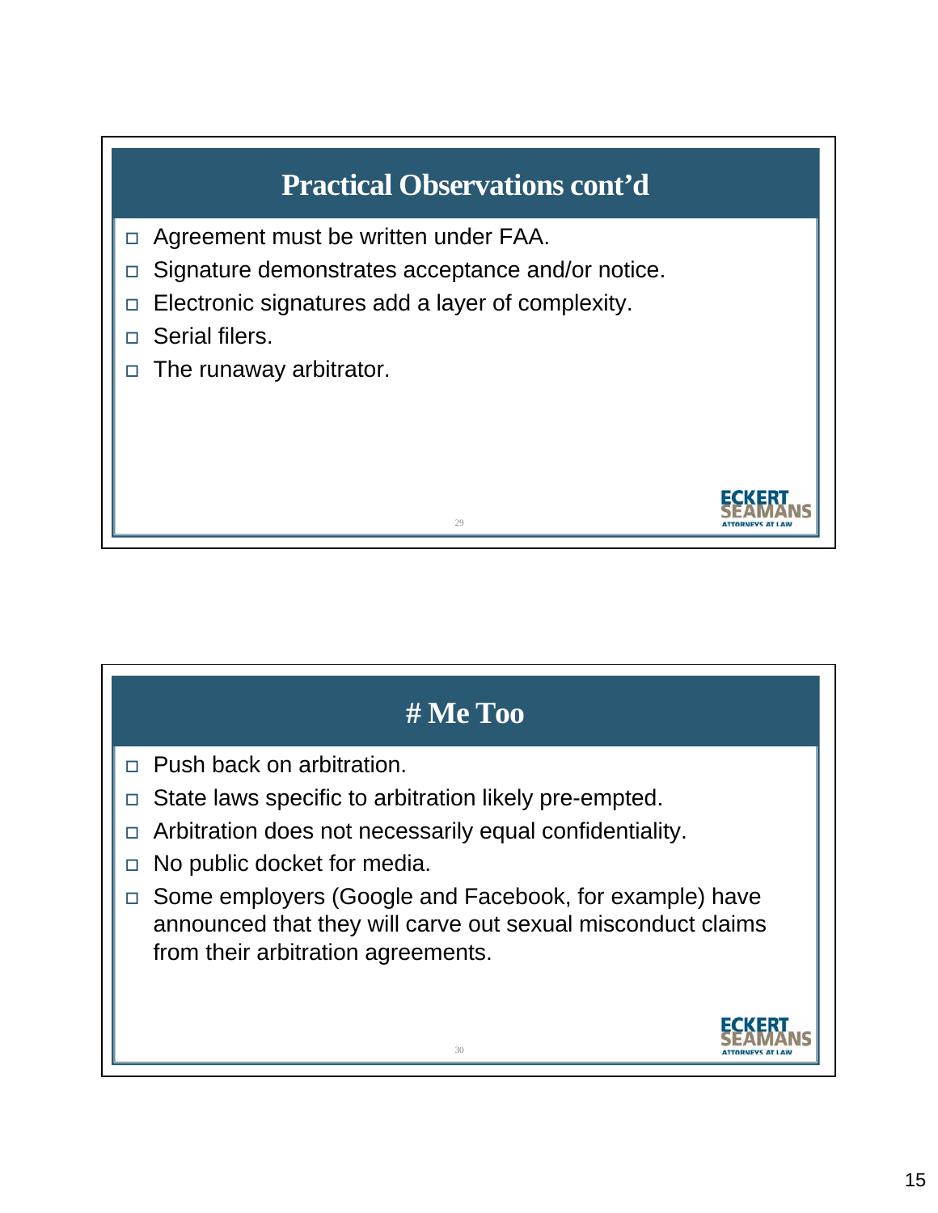## Practical Observations cont'd

- Agreement must be written under FAA.
- Signature demonstrates acceptance and/or notice.
- Electronic signatures add a layer of complexity.
- Serial filers.
- The runaway arbitrator.

## # Me Too

- Push back on arbitration.
- State laws specific to arbitration likely pre-empted.
- Arbitration does not necessarily equal confidentiality.
- No public docket for media.
- Some employers (Google and Facebook, for example) have announced that they will carve out sexual misconduct claims from their arbitration agreements.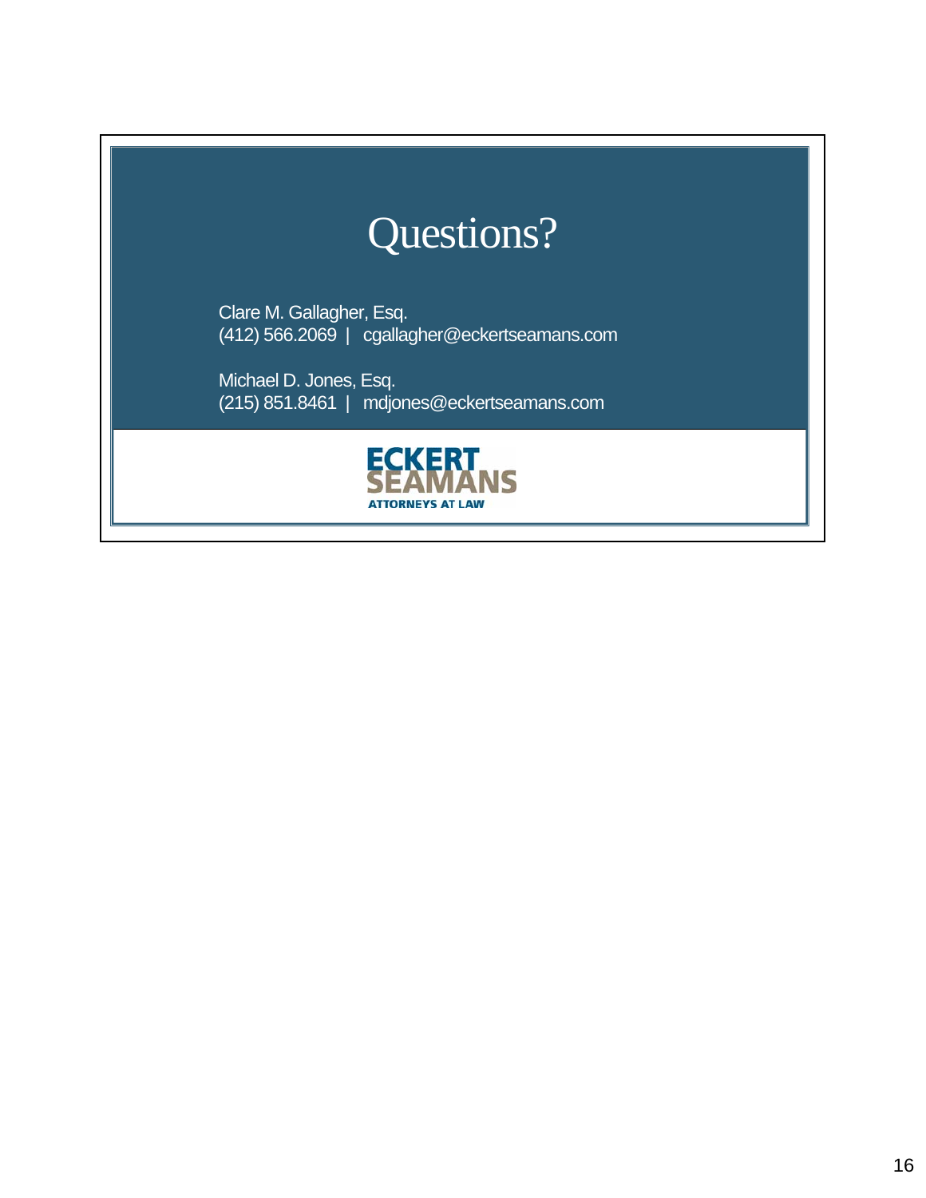# Questions?

Clare M. Gallagher, Esq.
(412) 566.2069 | cgallagher@eckertseamans.com

Michael D. Jones, Esq.
(215) 851.8461 | mdjones@eckertseamans.com

ECKERT SEAMANS
ATTORNEYS AT LAW